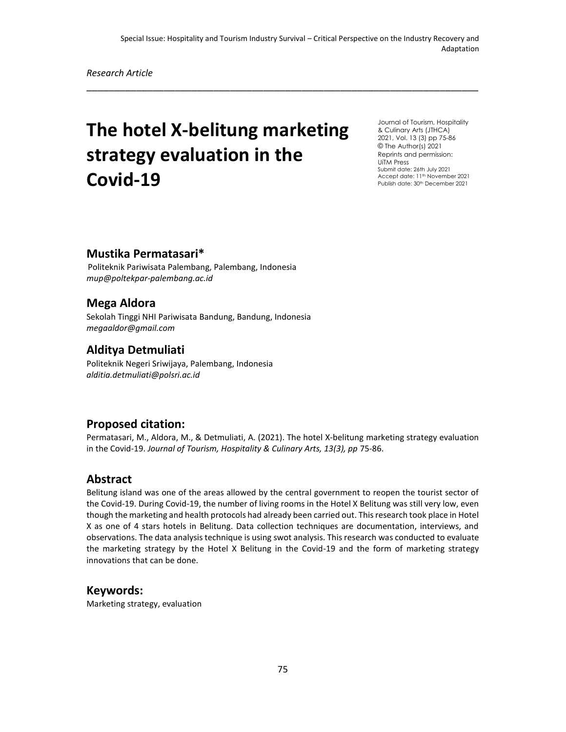Special Issue: Hospitality and Tourism Industry Survival – Critical Perspective on the Industry Recovery and Adaptation

*Research Article*

---

# The hotel X-belitung marketing strategy evaluation in the Covid-19

Journal of Tourism, Hospitality & Culinary Arts (JTHCA)
2021, Vol. 13 (3) pp 75-86
© The Author(s) 2021
Reprints and permission:
UiTM Press
Submit date: 26th July 2021
Accept date: 11th November 2021
Publish date: 30th December 2021

## Mustika Permatasari*

Politeknik Pariwisata Palembang, Palembang, Indonesia
*mup@poltekpar-palembang.ac.id*

## Mega Aldora

Sekolah Tinggi NHI Pariwisata Bandung, Bandung, Indonesia
*megaaldor@gmail.com*

## Alditya Detmuliati

Politeknik Negeri Sriwijaya, Palembang, Indonesia
*alditia.detmuliati@polsri.ac.id*

## Proposed citation:

Permatasari, M., Aldora, M., & Detmuliati, A. (2021). The hotel X-belitung marketing strategy evaluation in the Covid-19. *Journal of Tourism, Hospitality & Culinary Arts, 13(3), pp* 75-86.

## Abstract

Belitung island was one of the areas allowed by the central government to reopen the tourist sector of the Covid-19. During Covid-19, the number of living rooms in the Hotel X Belitung was still very low, even though the marketing and health protocols had already been carried out. This research took place in Hotel X as one of 4 stars hotels in Belitung. Data collection techniques are documentation, interviews, and observations. The data analysis technique is using swot analysis. This research was conducted to evaluate the marketing strategy by the Hotel X Belitung in the Covid-19 and the form of marketing strategy innovations that can be done.

## Keywords:

Marketing strategy, evaluation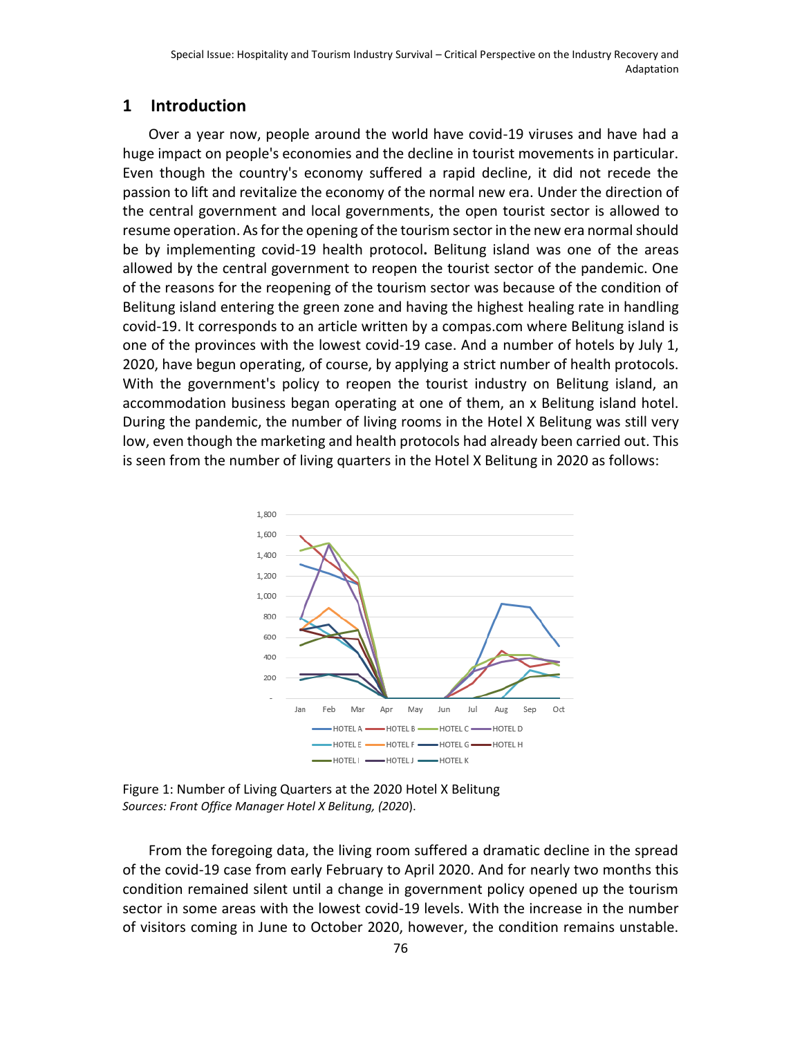## 1 Introduction

Over a year now, people around the world have covid-19 viruses and have had a huge impact on people's economies and the decline in tourist movements in particular. Even though the country's economy suffered a rapid decline, it did not recede the passion to lift and revitalize the economy of the normal new era. Under the direction of the central government and local governments, the open tourist sector is allowed to resume operation. As for the opening of the tourism sector in the new era normal should be by implementing covid-19 health protocol**.** Belitung island was one of the areas allowed by the central government to reopen the tourist sector of the pandemic. One of the reasons for the reopening of the tourism sector was because of the condition of Belitung island entering the green zone and having the highest healing rate in handling covid-19. It corresponds to an article written by a compas.com where Belitung island is one of the provinces with the lowest covid-19 case. And a number of hotels by July 1, 2020, have begun operating, of course, by applying a strict number of health protocols. With the government's policy to reopen the tourist industry on Belitung island, an accommodation business began operating at one of them, an x Belitung island hotel. During the pandemic, the number of living rooms in the Hotel X Belitung was still very low, even though the marketing and health protocols had already been carried out. This is seen from the number of living quarters in the Hotel X Belitung in 2020 as follows:

Figure 1: Number of Living Quarters at the 2020 Hotel X Belitung
*Sources: Front Office Manager Hotel X Belitung, (2020).*

From the foregoing data, the living room suffered a dramatic decline in the spread of the covid-19 case from early February to April 2020. And for nearly two months this condition remained silent until a change in government policy opened up the tourism sector in some areas with the lowest covid-19 levels. With the increase in the number of visitors coming in June to October 2020, however, the condition remains unstable.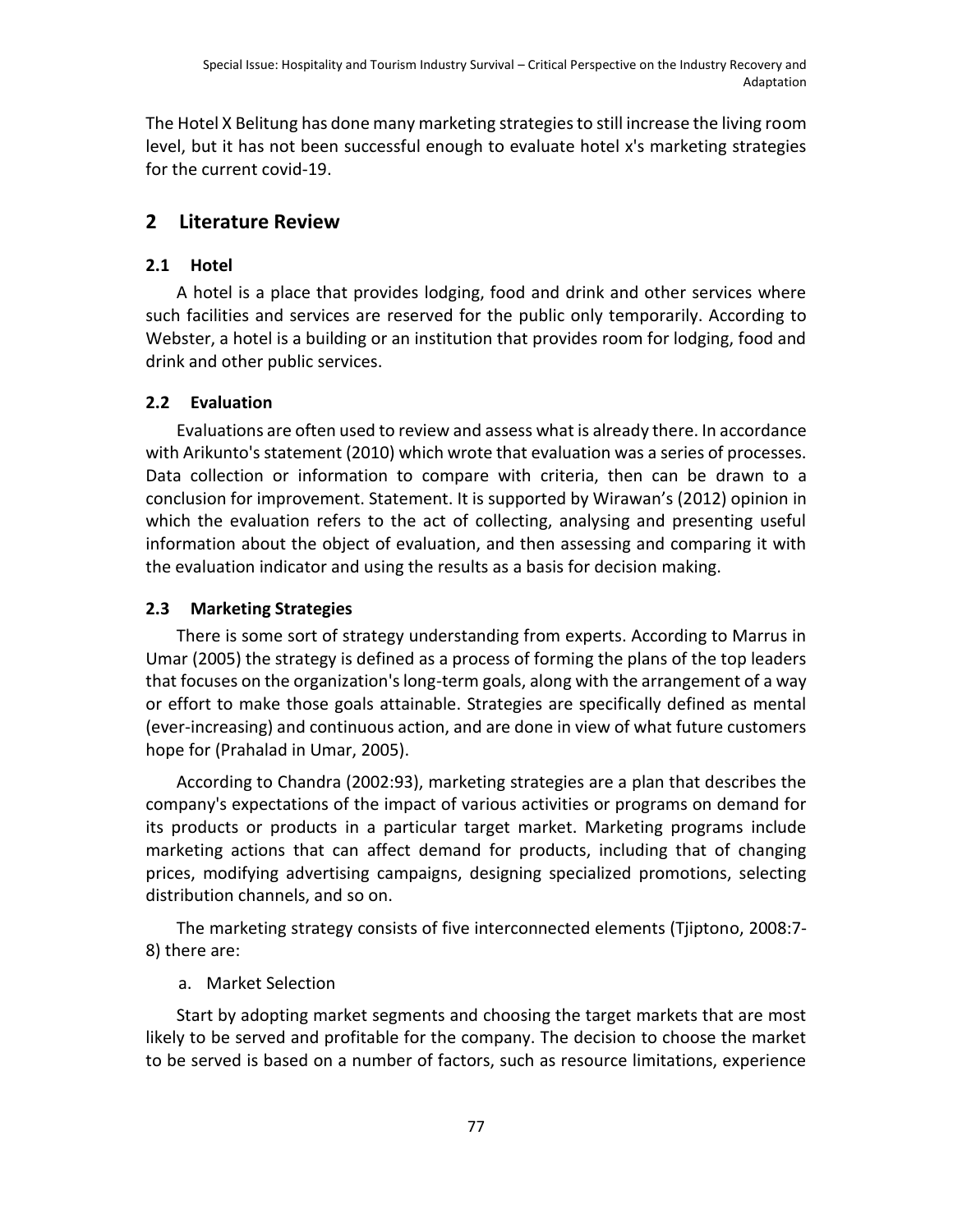The Hotel X Belitung has done many marketing strategies to still increase the living room level, but it has not been successful enough to evaluate hotel x's marketing strategies for the current covid-19.

## 2 Literature Review

### 2.1 Hotel

A hotel is a place that provides lodging, food and drink and other services where such facilities and services are reserved for the public only temporarily. According to Webster, a hotel is a building or an institution that provides room for lodging, food and drink and other public services.

### 2.2 Evaluation

Evaluations are often used to review and assess what is already there. In accordance with Arikunto's statement (2010) which wrote that evaluation was a series of processes. Data collection or information to compare with criteria, then can be drawn to a conclusion for improvement. Statement. It is supported by Wirawan's (2012) opinion in which the evaluation refers to the act of collecting, analysing and presenting useful information about the object of evaluation, and then assessing and comparing it with the evaluation indicator and using the results as a basis for decision making.

### 2.3 Marketing Strategies

There is some sort of strategy understanding from experts. According to Marrus in Umar (2005) the strategy is defined as a process of forming the plans of the top leaders that focuses on the organization's long-term goals, along with the arrangement of a way or effort to make those goals attainable. Strategies are specifically defined as mental (ever-increasing) and continuous action, and are done in view of what future customers hope for (Prahalad in Umar, 2005).

According to Chandra (2002:93), marketing strategies are a plan that describes the company's expectations of the impact of various activities or programs on demand for its products or products in a particular target market. Marketing programs include marketing actions that can affect demand for products, including that of changing prices, modifying advertising campaigns, designing specialized promotions, selecting distribution channels, and so on.

The marketing strategy consists of five interconnected elements (Tjiptono, 2008:7-8) there are:

a. Market Selection

Start by adopting market segments and choosing the target markets that are most likely to be served and profitable for the company. The decision to choose the market to be served is based on a number of factors, such as resource limitations, experience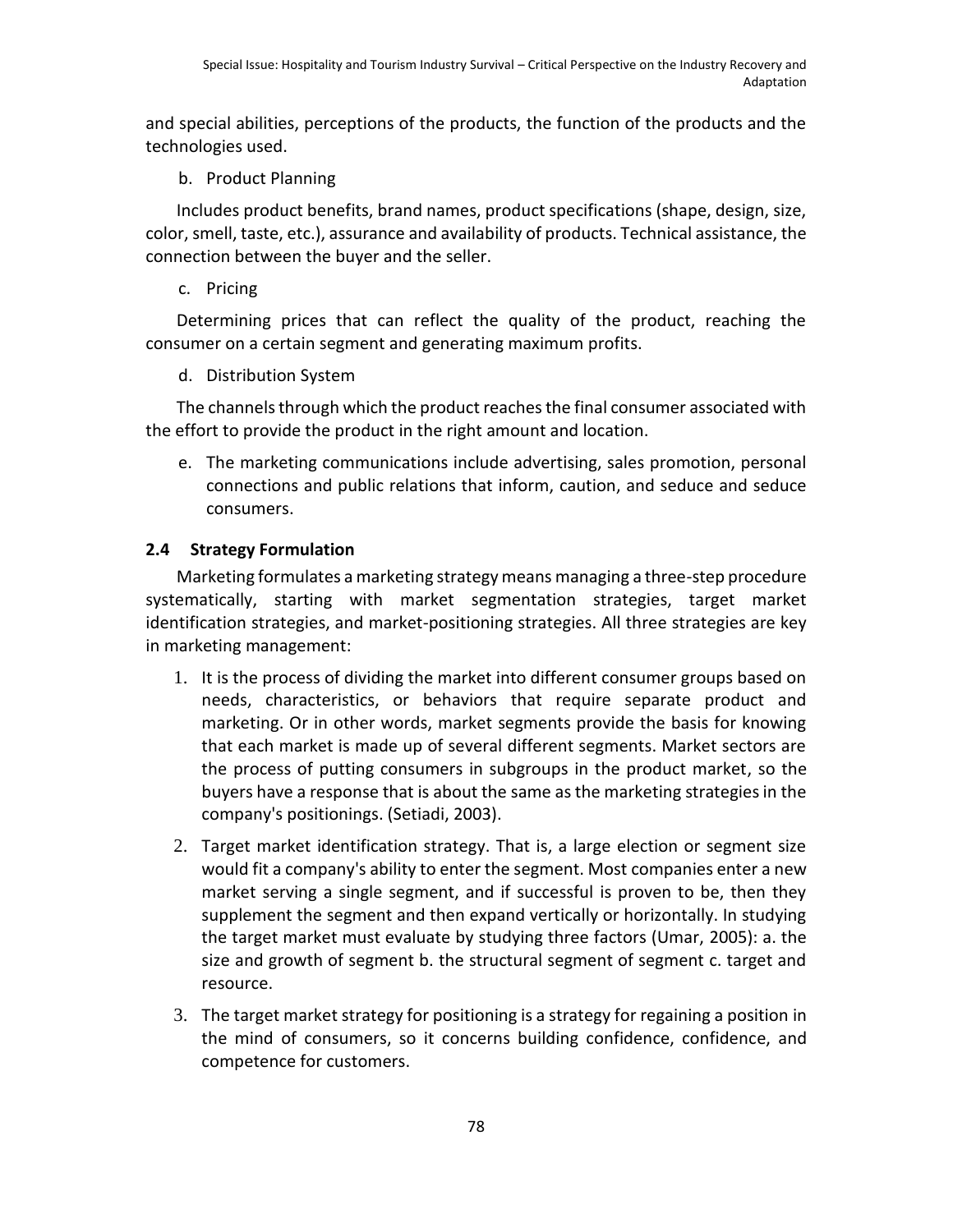and special abilities, perceptions of the products, the function of the products and the technologies used.

b. Product Planning

Includes product benefits, brand names, product specifications (shape, design, size, color, smell, taste, etc.), assurance and availability of products. Technical assistance, the connection between the buyer and the seller.

c. Pricing

Determining prices that can reflect the quality of the product, reaching the consumer on a certain segment and generating maximum profits.

d. Distribution System

The channels through which the product reaches the final consumer associated with the effort to provide the product in the right amount and location.

e. The marketing communications include advertising, sales promotion, personal connections and public relations that inform, caution, and seduce and seduce consumers.

### 2.4 Strategy Formulation

Marketing formulates a marketing strategy means managing a three-step procedure systematically, starting with market segmentation strategies, target market identification strategies, and market-positioning strategies. All three strategies are key in marketing management:

1. It is the process of dividing the market into different consumer groups based on needs, characteristics, or behaviors that require separate product and marketing. Or in other words, market segments provide the basis for knowing that each market is made up of several different segments. Market sectors are the process of putting consumers in subgroups in the product market, so the buyers have a response that is about the same as the marketing strategies in the company's positionings. (Setiadi, 2003).
2. Target market identification strategy. That is, a large election or segment size would fit a company's ability to enter the segment. Most companies enter a new market serving a single segment, and if successful is proven to be, then they supplement the segment and then expand vertically or horizontally. In studying the target market must evaluate by studying three factors (Umar, 2005): a. the size and growth of segment b. the structural segment of segment c. target and resource.
3. The target market strategy for positioning is a strategy for regaining a position in the mind of consumers, so it concerns building confidence, confidence, and competence for customers.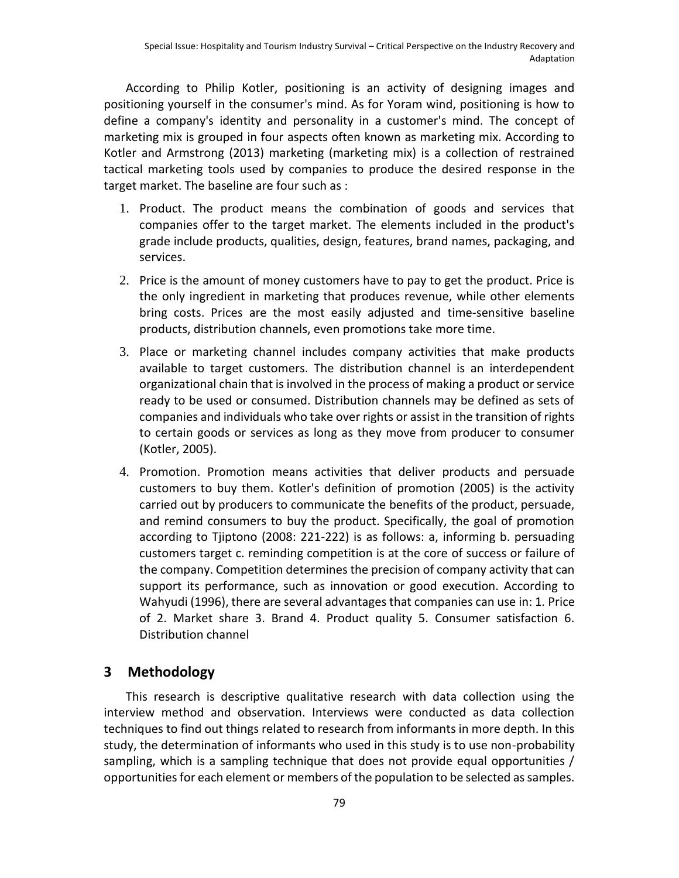According to Philip Kotler, positioning is an activity of designing images and positioning yourself in the consumer's mind. As for Yoram wind, positioning is how to define a company's identity and personality in a customer's mind. The concept of marketing mix is grouped in four aspects often known as marketing mix. According to Kotler and Armstrong (2013) marketing (marketing mix) is a collection of restrained tactical marketing tools used by companies to produce the desired response in the target market. The baseline are four such as :

1. Product. The product means the combination of goods and services that companies offer to the target market. The elements included in the product's grade include products, qualities, design, features, brand names, packaging, and services.
2. Price is the amount of money customers have to pay to get the product. Price is the only ingredient in marketing that produces revenue, while other elements bring costs. Prices are the most easily adjusted and time-sensitive baseline products, distribution channels, even promotions take more time.
3. Place or marketing channel includes company activities that make products available to target customers. The distribution channel is an interdependent organizational chain that is involved in the process of making a product or service ready to be used or consumed. Distribution channels may be defined as sets of companies and individuals who take over rights or assist in the transition of rights to certain goods or services as long as they move from producer to consumer (Kotler, 2005).
4. Promotion. Promotion means activities that deliver products and persuade customers to buy them. Kotler's definition of promotion (2005) is the activity carried out by producers to communicate the benefits of the product, persuade, and remind consumers to buy the product. Specifically, the goal of promotion according to Tjiptono (2008: 221-222) is as follows: a, informing b. persuading customers target c. reminding competition is at the core of success or failure of the company. Competition determines the precision of company activity that can support its performance, such as innovation or good execution. According to Wahyudi (1996), there are several advantages that companies can use in: 1. Price of 2. Market share 3. Brand 4. Product quality 5. Consumer satisfaction 6. Distribution channel

## 3 Methodology

This research is descriptive qualitative research with data collection using the interview method and observation. Interviews were conducted as data collection techniques to find out things related to research from informants in more depth. In this study, the determination of informants who used in this study is to use non-probability sampling, which is a sampling technique that does not provide equal opportunities / opportunities for each element or members of the population to be selected as samples.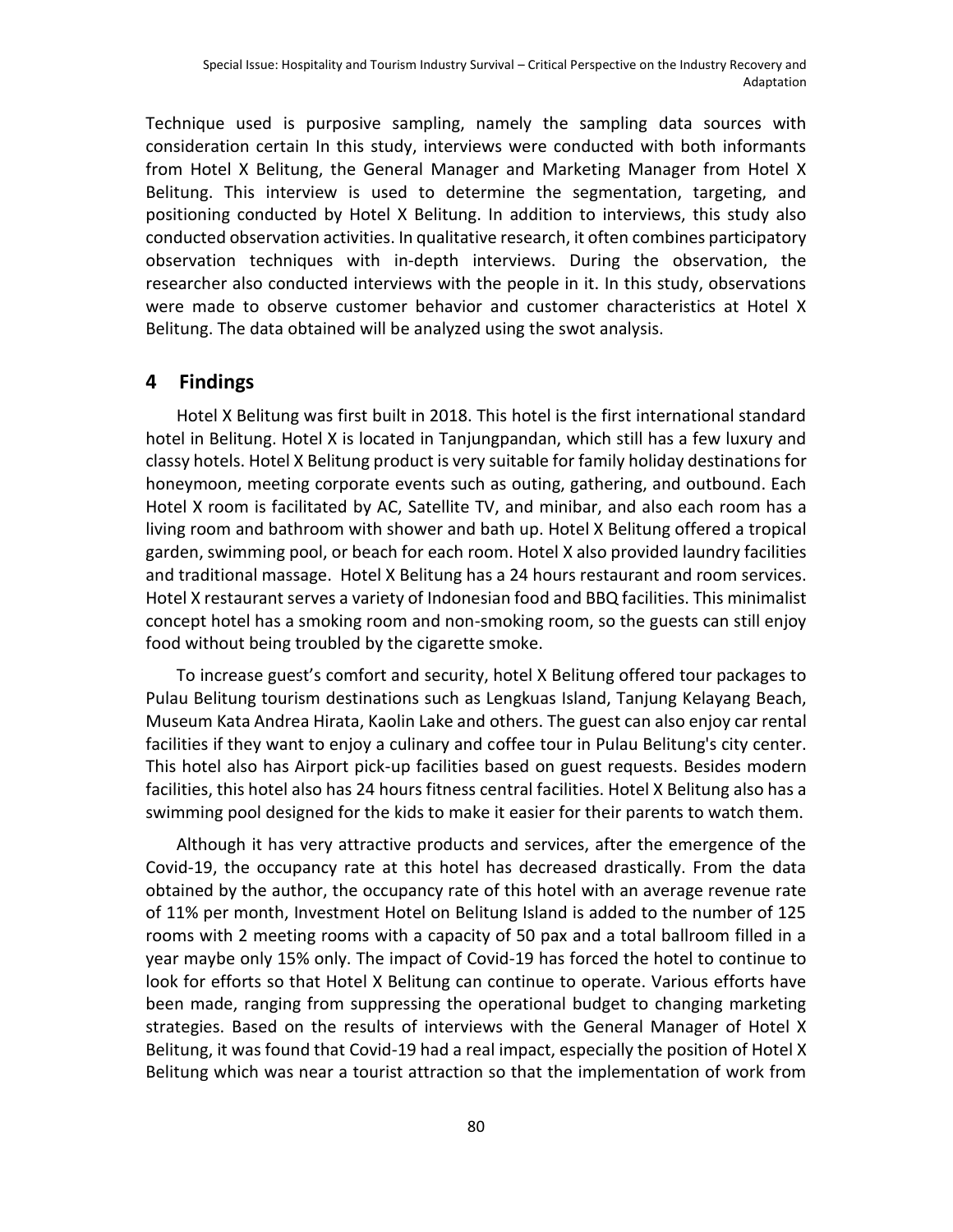Technique used is purposive sampling, namely the sampling data sources with consideration certain In this study, interviews were conducted with both informants from Hotel X Belitung, the General Manager and Marketing Manager from Hotel X Belitung. This interview is used to determine the segmentation, targeting, and positioning conducted by Hotel X Belitung. In addition to interviews, this study also conducted observation activities. In qualitative research, it often combines participatory observation techniques with in-depth interviews. During the observation, the researcher also conducted interviews with the people in it. In this study, observations were made to observe customer behavior and customer characteristics at Hotel X Belitung. The data obtained will be analyzed using the swot analysis.

## 4 Findings

Hotel X Belitung was first built in 2018. This hotel is the first international standard hotel in Belitung. Hotel X is located in Tanjungpandan, which still has a few luxury and classy hotels. Hotel X Belitung product is very suitable for family holiday destinations for honeymoon, meeting corporate events such as outing, gathering, and outbound. Each Hotel X room is facilitated by AC, Satellite TV, and minibar, and also each room has a living room and bathroom with shower and bath up. Hotel X Belitung offered a tropical garden, swimming pool, or beach for each room. Hotel X also provided laundry facilities and traditional massage. Hotel X Belitung has a 24 hours restaurant and room services. Hotel X restaurant serves a variety of Indonesian food and BBQ facilities. This minimalist concept hotel has a smoking room and non-smoking room, so the guests can still enjoy food without being troubled by the cigarette smoke.

To increase guest's comfort and security, hotel X Belitung offered tour packages to Pulau Belitung tourism destinations such as Lengkuas Island, Tanjung Kelayang Beach, Museum Kata Andrea Hirata, Kaolin Lake and others. The guest can also enjoy car rental facilities if they want to enjoy a culinary and coffee tour in Pulau Belitung's city center. This hotel also has Airport pick-up facilities based on guest requests. Besides modern facilities, this hotel also has 24 hours fitness central facilities. Hotel X Belitung also has a swimming pool designed for the kids to make it easier for their parents to watch them.

Although it has very attractive products and services, after the emergence of the Covid-19, the occupancy rate at this hotel has decreased drastically. From the data obtained by the author, the occupancy rate of this hotel with an average revenue rate of 11% per month, Investment Hotel on Belitung Island is added to the number of 125 rooms with 2 meeting rooms with a capacity of 50 pax and a total ballroom filled in a year maybe only 15% only. The impact of Covid-19 has forced the hotel to continue to look for efforts so that Hotel X Belitung can continue to operate. Various efforts have been made, ranging from suppressing the operational budget to changing marketing strategies. Based on the results of interviews with the General Manager of Hotel X Belitung, it was found that Covid-19 had a real impact, especially the position of Hotel X Belitung which was near a tourist attraction so that the implementation of work from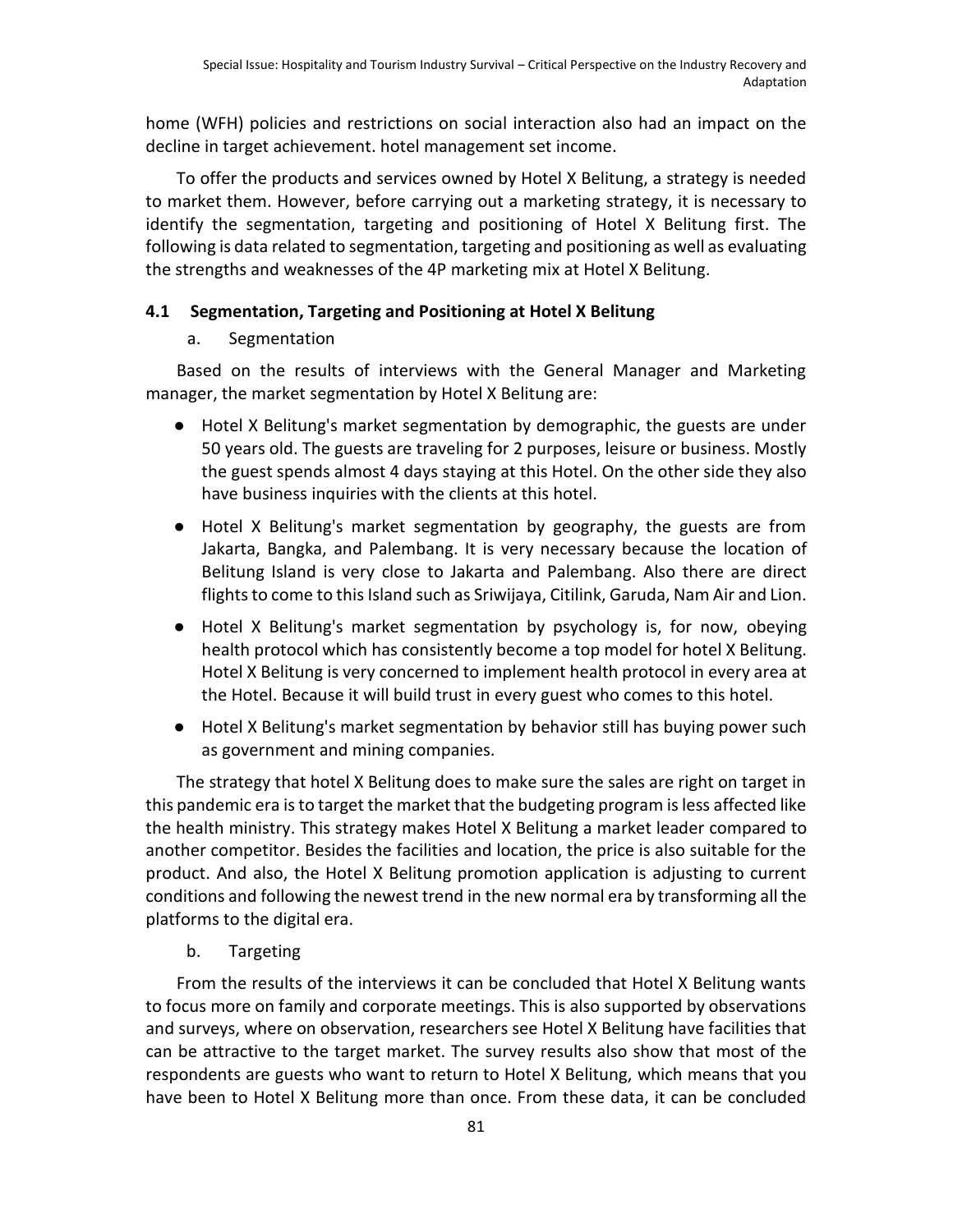home (WFH) policies and restrictions on social interaction also had an impact on the decline in target achievement. hotel management set income.

To offer the products and services owned by Hotel X Belitung, a strategy is needed to market them. However, before carrying out a marketing strategy, it is necessary to identify the segmentation, targeting and positioning of Hotel X Belitung first. The following is data related to segmentation, targeting and positioning as well as evaluating the strengths and weaknesses of the 4P marketing mix at Hotel X Belitung.

## 4.1 Segmentation, Targeting and Positioning at Hotel X Belitung

a. Segmentation

Based on the results of interviews with the General Manager and Marketing manager, the market segmentation by Hotel X Belitung are:

- Hotel X Belitung's market segmentation by demographic, the guests are under 50 years old. The guests are traveling for 2 purposes, leisure or business. Mostly the guest spends almost 4 days staying at this Hotel. On the other side they also have business inquiries with the clients at this hotel.
- Hotel X Belitung's market segmentation by geography, the guests are from Jakarta, Bangka, and Palembang. It is very necessary because the location of Belitung Island is very close to Jakarta and Palembang. Also there are direct flights to come to this Island such as Sriwijaya, Citilink, Garuda, Nam Air and Lion.
- Hotel X Belitung's market segmentation by psychology is, for now, obeying health protocol which has consistently become a top model for hotel X Belitung. Hotel X Belitung is very concerned to implement health protocol in every area at the Hotel. Because it will build trust in every guest who comes to this hotel.
- Hotel X Belitung's market segmentation by behavior still has buying power such as government and mining companies.

The strategy that hotel X Belitung does to make sure the sales are right on target in this pandemic era is to target the market that the budgeting program is less affected like the health ministry. This strategy makes Hotel X Belitung a market leader compared to another competitor. Besides the facilities and location, the price is also suitable for the product. And also, the Hotel X Belitung promotion application is adjusting to current conditions and following the newest trend in the new normal era by transforming all the platforms to the digital era.

b. Targeting

From the results of the interviews it can be concluded that Hotel X Belitung wants to focus more on family and corporate meetings. This is also supported by observations and surveys, where on observation, researchers see Hotel X Belitung have facilities that can be attractive to the target market. The survey results also show that most of the respondents are guests who want to return to Hotel X Belitung, which means that you have been to Hotel X Belitung more than once. From these data, it can be concluded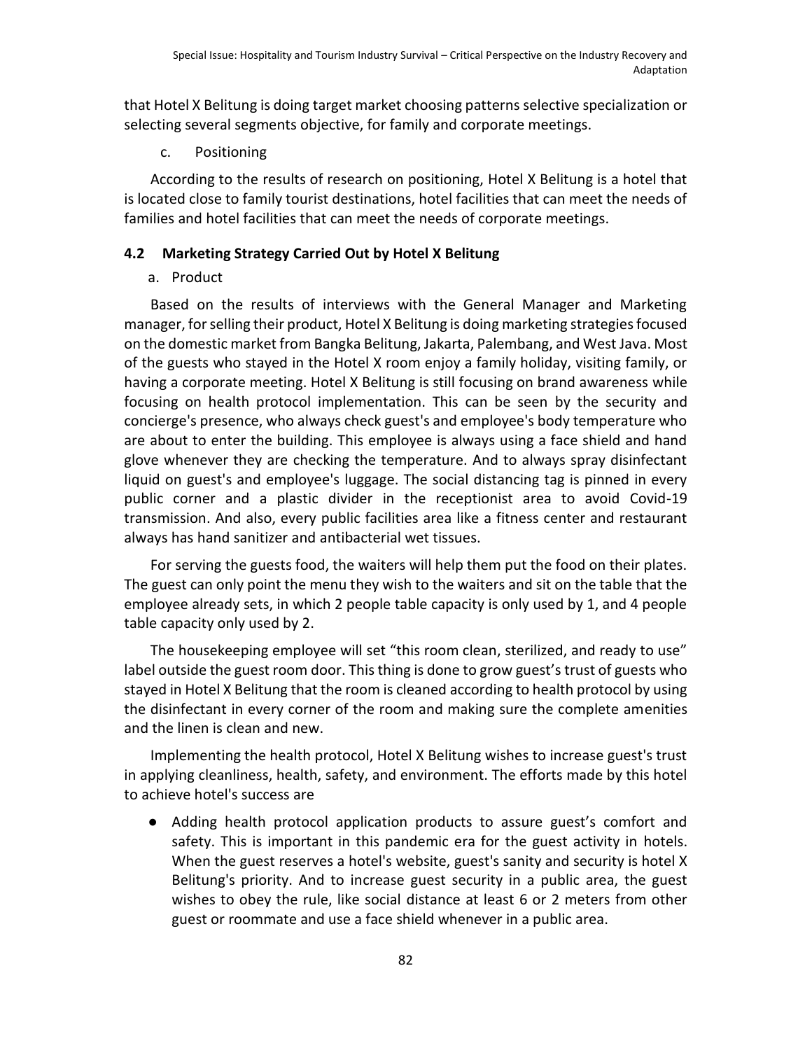that Hotel X Belitung is doing target market choosing patterns selective specialization or selecting several segments objective, for family and corporate meetings.

c. Positioning

According to the results of research on positioning, Hotel X Belitung is a hotel that is located close to family tourist destinations, hotel facilities that can meet the needs of families and hotel facilities that can meet the needs of corporate meetings.

### 4.2 Marketing Strategy Carried Out by Hotel X Belitung

a. Product

Based on the results of interviews with the General Manager and Marketing manager, for selling their product, Hotel X Belitung is doing marketing strategies focused on the domestic market from Bangka Belitung, Jakarta, Palembang, and West Java. Most of the guests who stayed in the Hotel X room enjoy a family holiday, visiting family, or having a corporate meeting. Hotel X Belitung is still focusing on brand awareness while focusing on health protocol implementation. This can be seen by the security and concierge's presence, who always check guest's and employee's body temperature who are about to enter the building. This employee is always using a face shield and hand glove whenever they are checking the temperature. And to always spray disinfectant liquid on guest's and employee's luggage. The social distancing tag is pinned in every public corner and a plastic divider in the receptionist area to avoid Covid-19 transmission. And also, every public facilities area like a fitness center and restaurant always has hand sanitizer and antibacterial wet tissues.

For serving the guests food, the waiters will help them put the food on their plates. The guest can only point the menu they wish to the waiters and sit on the table that the employee already sets, in which 2 people table capacity is only used by 1, and 4 people table capacity only used by 2.

The housekeeping employee will set "this room clean, sterilized, and ready to use" label outside the guest room door. This thing is done to grow guest's trust of guests who stayed in Hotel X Belitung that the room is cleaned according to health protocol by using the disinfectant in every corner of the room and making sure the complete amenities and the linen is clean and new.

Implementing the health protocol, Hotel X Belitung wishes to increase guest's trust in applying cleanliness, health, safety, and environment. The efforts made by this hotel to achieve hotel's success are

- Adding health protocol application products to assure guest's comfort and safety. This is important in this pandemic era for the guest activity in hotels. When the guest reserves a hotel's website, guest's sanity and security is hotel X Belitung's priority. And to increase guest security in a public area, the guest wishes to obey the rule, like social distance at least 6 or 2 meters from other guest or roommate and use a face shield whenever in a public area.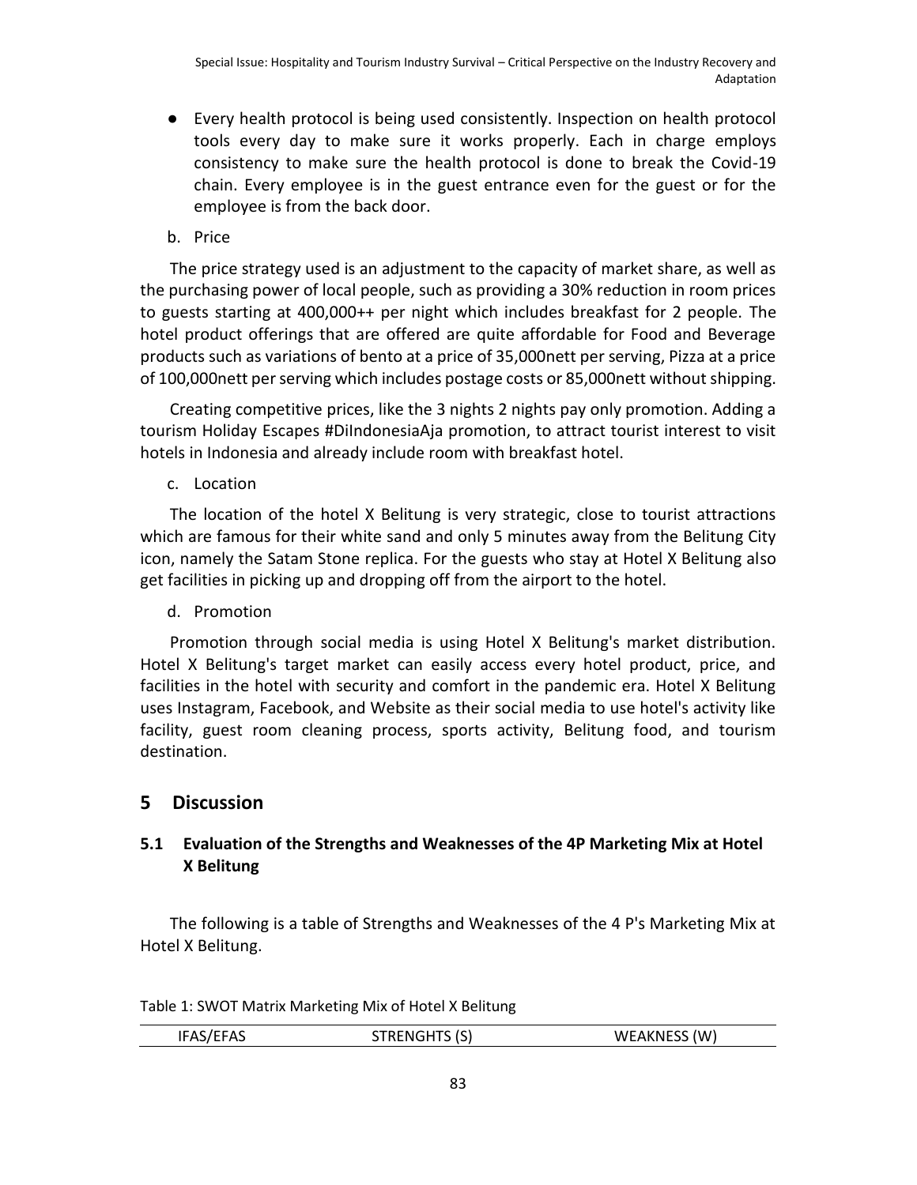- Every health protocol is being used consistently. Inspection on health protocol tools every day to make sure it works properly. Each in charge employs consistency to make sure the health protocol is done to break the Covid-19 chain. Every employee is in the guest entrance even for the guest or for the employee is from the back door.

b. Price

The price strategy used is an adjustment to the capacity of market share, as well as the purchasing power of local people, such as providing a 30% reduction in room prices to guests starting at 400,000++ per night which includes breakfast for 2 people. The hotel product offerings that are offered are quite affordable for Food and Beverage products such as variations of bento at a price of 35,000nett per serving, Pizza at a price of 100,000nett per serving which includes postage costs or 85,000nett without shipping.

Creating competitive prices, like the 3 nights 2 nights pay only promotion. Adding a tourism Holiday Escapes #DiIndonesiaAja promotion, to attract tourist interest to visit hotels in Indonesia and already include room with breakfast hotel.

c. Location

The location of the hotel X Belitung is very strategic, close to tourist attractions which are famous for their white sand and only 5 minutes away from the Belitung City icon, namely the Satam Stone replica. For the guests who stay at Hotel X Belitung also get facilities in picking up and dropping off from the airport to the hotel.

d. Promotion

Promotion through social media is using Hotel X Belitung's market distribution. Hotel X Belitung's target market can easily access every hotel product, price, and facilities in the hotel with security and comfort in the pandemic era. Hotel X Belitung uses Instagram, Facebook, and Website as their social media to use hotel's activity like facility, guest room cleaning process, sports activity, Belitung food, and tourism destination.

# 5 Discussion

## 5.1 Evaluation of the Strengths and Weaknesses of the 4P Marketing Mix at Hotel X Belitung

The following is a table of Strengths and Weaknesses of the 4 P's Marketing Mix at Hotel X Belitung.

Table 1: SWOT Matrix Marketing Mix of Hotel X Belitung

| IFAS/EFAS | STRENGHTS (S) | WEAKNESS (W) |
|---|---|---|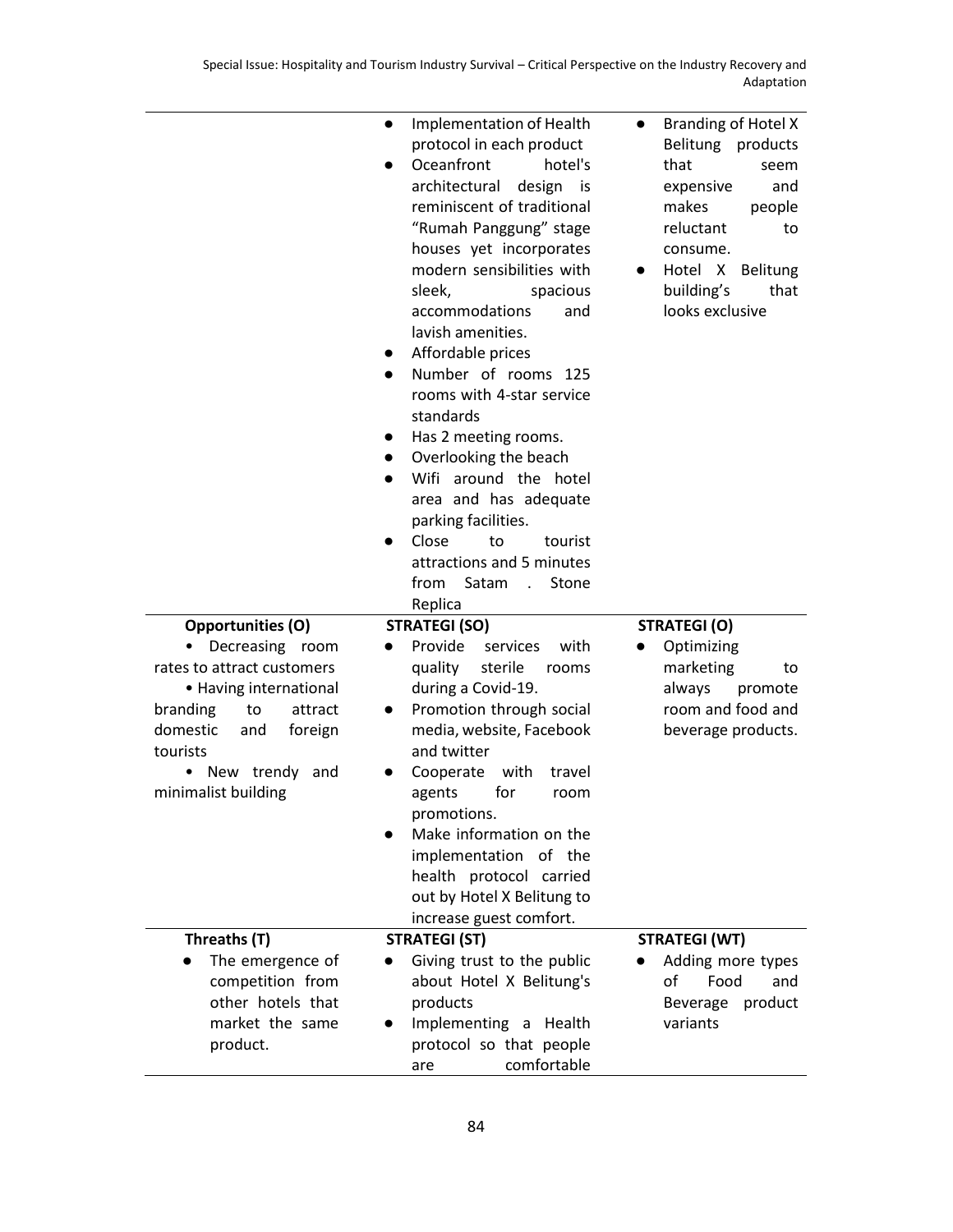| | | |
|---|---|---|
| | • Implementation of Health protocol in each product<br>• Oceanfront hotel's architectural design is reminiscent of traditional "Rumah Panggung" stage houses yet incorporates modern sensibilities with sleek, spacious accommodations and lavish amenities.<br>• Affordable prices<br>• Number of rooms 125 rooms with 4-star service standards<br>• Has 2 meeting rooms.<br>• Overlooking the beach<br>• Wifi around the hotel area and has adequate parking facilities.<br>• Close to tourist attractions and 5 minutes from Satam . Stone Replica | • Branding of Hotel X Belitung products that seem expensive and makes people reluctant to consume.<br>• Hotel X Belitung building's that looks exclusive |
| **Opportunities (O)**<br>• Decreasing room rates to attract customers<br>• Having international branding to attract domestic and foreign tourists<br>• New trendy and minimalist building | **STRATEGI (SO)**<br>• Provide services with quality sterile rooms during a Covid-19.<br>• Promotion through social media, website, Facebook and twitter<br>• Cooperate with travel agents for room promotions.<br>• Make information on the implementation of the health protocol carried out by Hotel X Belitung to increase guest comfort. | **STRATEGI (O)**<br>• Optimizing marketing to always promote room and food and beverage products. |
| **Threaths (T)**<br>• The emergence of competition from other hotels that market the same product. | **STRATEGI (ST)**<br>• Giving trust to the public about Hotel X Belitung's products<br>• Implementing a Health protocol so that people are comfortable | **STRATEGI (WT)**<br>• Adding more types of Food and Beverage product variants |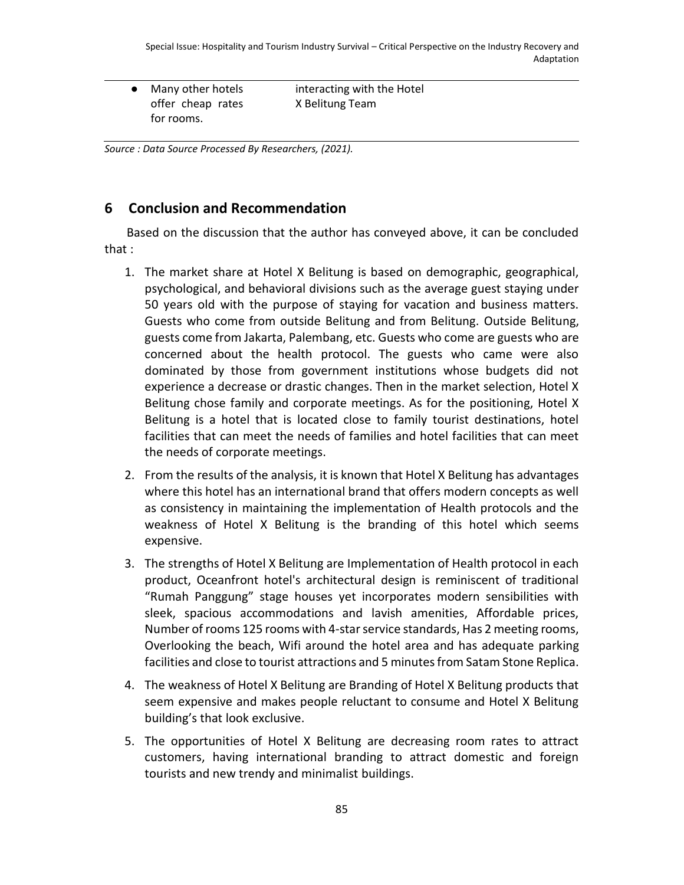| | | |
|---|---|---|
| ● Many other hotels offer cheap rates for rooms. | interacting with the Hotel X Belitung Team | |

*Source : Data Source Processed By Researchers, (2021).*

## 6 Conclusion and Recommendation

Based on the discussion that the author has conveyed above, it can be concluded that :

1. The market share at Hotel X Belitung is based on demographic, geographical, psychological, and behavioral divisions such as the average guest staying under 50 years old with the purpose of staying for vacation and business matters. Guests who come from outside Belitung and from Belitung. Outside Belitung, guests come from Jakarta, Palembang, etc. Guests who come are guests who are concerned about the health protocol. The guests who came were also dominated by those from government institutions whose budgets did not experience a decrease or drastic changes. Then in the market selection, Hotel X Belitung chose family and corporate meetings. As for the positioning, Hotel X Belitung is a hotel that is located close to family tourist destinations, hotel facilities that can meet the needs of families and hotel facilities that can meet the needs of corporate meetings.
2. From the results of the analysis, it is known that Hotel X Belitung has advantages where this hotel has an international brand that offers modern concepts as well as consistency in maintaining the implementation of Health protocols and the weakness of Hotel X Belitung is the branding of this hotel which seems expensive.
3. The strengths of Hotel X Belitung are Implementation of Health protocol in each product, Oceanfront hotel's architectural design is reminiscent of traditional "Rumah Panggung" stage houses yet incorporates modern sensibilities with sleek, spacious accommodations and lavish amenities, Affordable prices, Number of rooms 125 rooms with 4-star service standards, Has 2 meeting rooms, Overlooking the beach, Wifi around the hotel area and has adequate parking facilities and close to tourist attractions and 5 minutes from Satam Stone Replica.
4. The weakness of Hotel X Belitung are Branding of Hotel X Belitung products that seem expensive and makes people reluctant to consume and Hotel X Belitung building's that look exclusive.
5. The opportunities of Hotel X Belitung are decreasing room rates to attract customers, having international branding to attract domestic and foreign tourists and new trendy and minimalist buildings.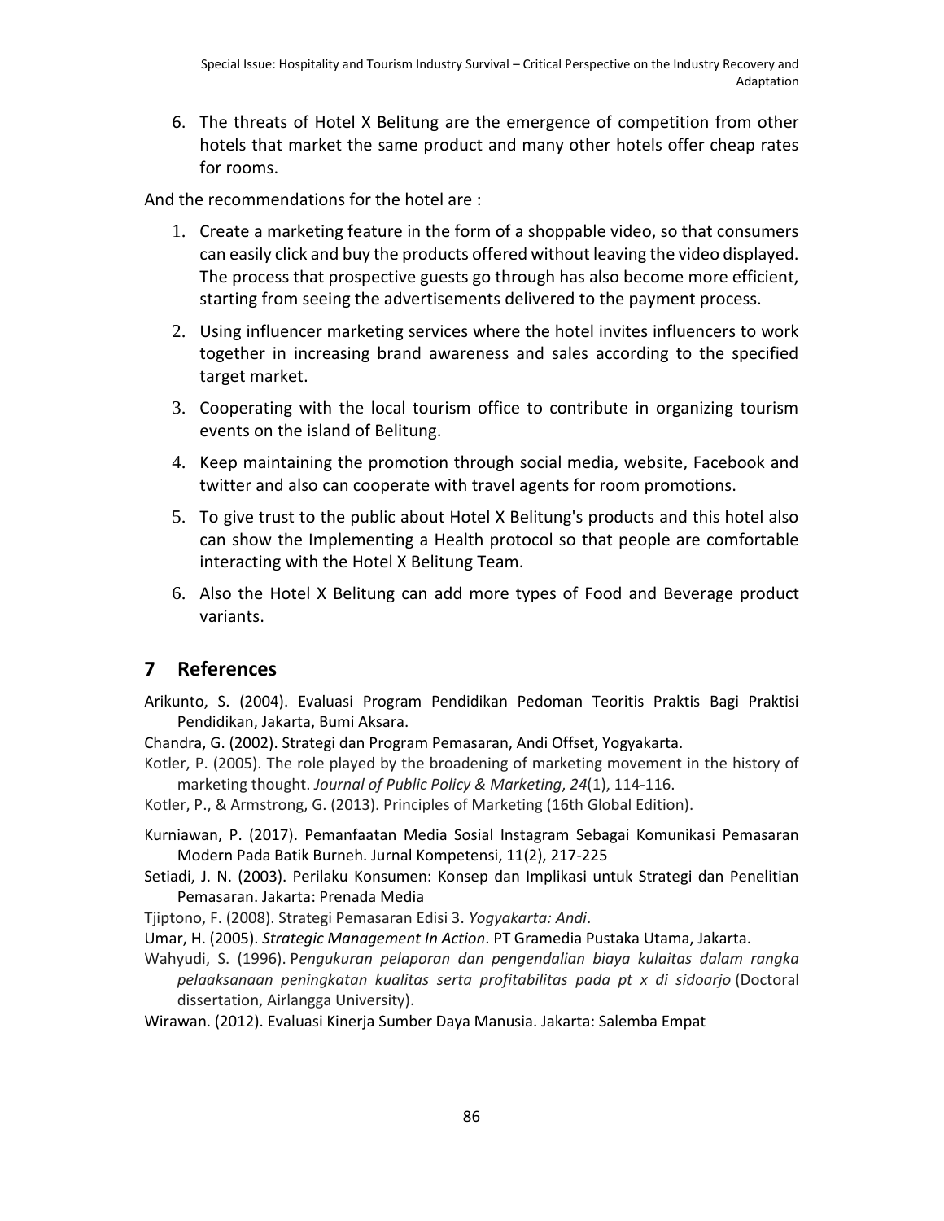6. The threats of Hotel X Belitung are the emergence of competition from other hotels that market the same product and many other hotels offer cheap rates for rooms.

And the recommendations for the hotel are :

1. Create a marketing feature in the form of a shoppable video, so that consumers can easily click and buy the products offered without leaving the video displayed. The process that prospective guests go through has also become more efficient, starting from seeing the advertisements delivered to the payment process.
2. Using influencer marketing services where the hotel invites influencers to work together in increasing brand awareness and sales according to the specified target market.
3. Cooperating with the local tourism office to contribute in organizing tourism events on the island of Belitung.
4. Keep maintaining the promotion through social media, website, Facebook and twitter and also can cooperate with travel agents for room promotions.
5. To give trust to the public about Hotel X Belitung's products and this hotel also can show the Implementing a Health protocol so that people are comfortable interacting with the Hotel X Belitung Team.
6. Also the Hotel X Belitung can add more types of Food and Beverage product variants.

## 7 References

Arikunto, S. (2004). Evaluasi Program Pendidikan Pedoman Teoritis Praktis Bagi Praktisi Pendidikan, Jakarta, Bumi Aksara.

Chandra, G. (2002). Strategi dan Program Pemasaran, Andi Offset, Yogyakarta.

Kotler, P. (2005). The role played by the broadening of marketing movement in the history of marketing thought. *Journal of Public Policy & Marketing*, *24*(1), 114-116.

Kotler, P., & Armstrong, G. (2013). Principles of Marketing (16th Global Edition).

Kurniawan, P. (2017). Pemanfaatan Media Sosial Instagram Sebagai Komunikasi Pemasaran Modern Pada Batik Burneh. Jurnal Kompetensi, 11(2), 217-225

Setiadi, J. N. (2003). Perilaku Konsumen: Konsep dan Implikasi untuk Strategi dan Penelitian Pemasaran. Jakarta: Prenada Media

Tjiptono, F. (2008). Strategi Pemasaran Edisi 3. *Yogyakarta: Andi*.

Umar, H. (2005). *Strategic Management In Action*. PT Gramedia Pustaka Utama, Jakarta.

Wahyudi, S. (1996). P*engukuran pelaporan dan pengendalian biaya kulaitas dalam rangka pelaaksanaan peningkatan kualitas serta profitabilitas pada pt x di sidoarjo* (Doctoral dissertation, Airlangga University).

Wirawan. (2012). Evaluasi Kinerja Sumber Daya Manusia. Jakarta: Salemba Empat